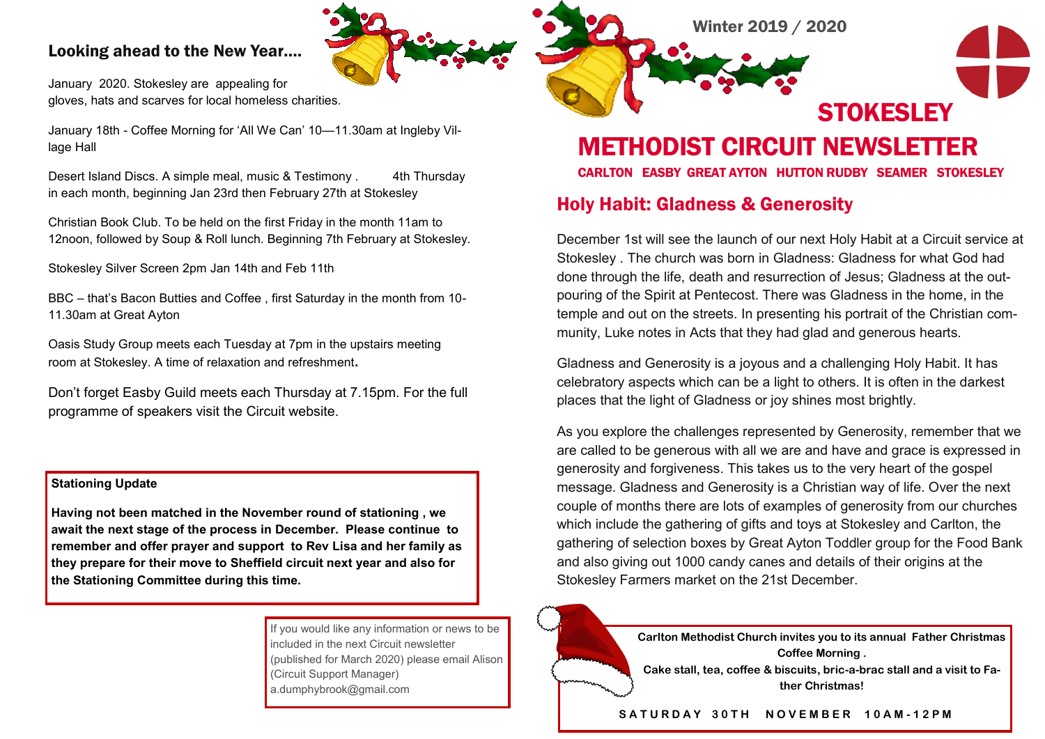Winter 2019 / 2020

# STOKESLEY METHODIST CIRCUIT NEWSLETTER

**CARLTON EASBY GREAT AYTON HUTTON RUDBY SEAMER STOKESLEY**

## Holy Habit: Gladness & Generosity

December 1st will see the launch of our next Holy Habit at a Circuit service at Stokesley . The church was born in Gladness: Gladness for what God had done through the life, death and resurrection of Jesus; Gladness at the outpouring of the Spirit at Pentecost. There was Gladness in the home, in the temple and out on the streets. In presenting his portrait of the Christian community, Luke notes in Acts that they had glad and generous hearts.

Gladness and Generosity is a joyous and a challenging Holy Habit. It has celebratory aspects which can be a light to others. It is often in the darkest places that the light of Gladness or joy shines most brightly.

As you explore the challenges represented by Generosity, remember that we are called to be generous with all we are and have and grace is expressed in generosity and forgiveness. This takes us to the very heart of the gospel message. Gladness and Generosity is a Christian way of life. Over the next couple of months there are lots of examples of generosity from our churches which include the gathering of gifts and toys at Stokesley and Carlton, the gathering of selection boxes by Great Ayton Toddler group for the Food Bank and also giving out 1000 candy canes and details of their origins at the Stokesley Farmers market on the 21st December.

**Carlton Methodist Church invites you to its annual Father Christmas Coffee Morning .**
**Cake stall, tea, coffee & biscuits, bric-a-brac stall and a visit to Father Christmas!**

**SATURDAY 30TH NOVEMBER 10AM-12PM**

## Looking ahead to the New Year….

January 2020. Stokesley are appealing for gloves, hats and scarves for local homeless charities.

January 18th - Coffee Morning for 'All We Can' 10—11.30am at Ingleby Village Hall

Desert Island Discs. A simple meal, music & Testimony . 4th Thursday in each month, beginning Jan 23rd then February 27th at Stokesley

Christian Book Club. To be held on the first Friday in the month 11am to 12noon, followed by Soup & Roll lunch. Beginning 7th February at Stokesley.

Stokesley Silver Screen 2pm Jan 14th and Feb 11th

BBC – that's Bacon Butties and Coffee , first Saturday in the month from 10-11.30am at Great Ayton

Oasis Study Group meets each Tuesday at 7pm in the upstairs meeting room at Stokesley. A time of relaxation and refreshment**.**

Don't forget Easby Guild meets each Thursday at 7.15pm. For the full programme of speakers visit the Circuit website.

**Stationing Update**

**Having not been matched in the November round of stationing , we await the next stage of the process in December. Please continue to remember and offer prayer and support to Rev Lisa and her family as they prepare for their move to Sheffield circuit next year and also for the Stationing Committee during this time.**

If you would like any information or news to be included in the next Circuit newsletter (published for March 2020) please email Alison (Circuit Support Manager) a.dumphybrook@gmail.com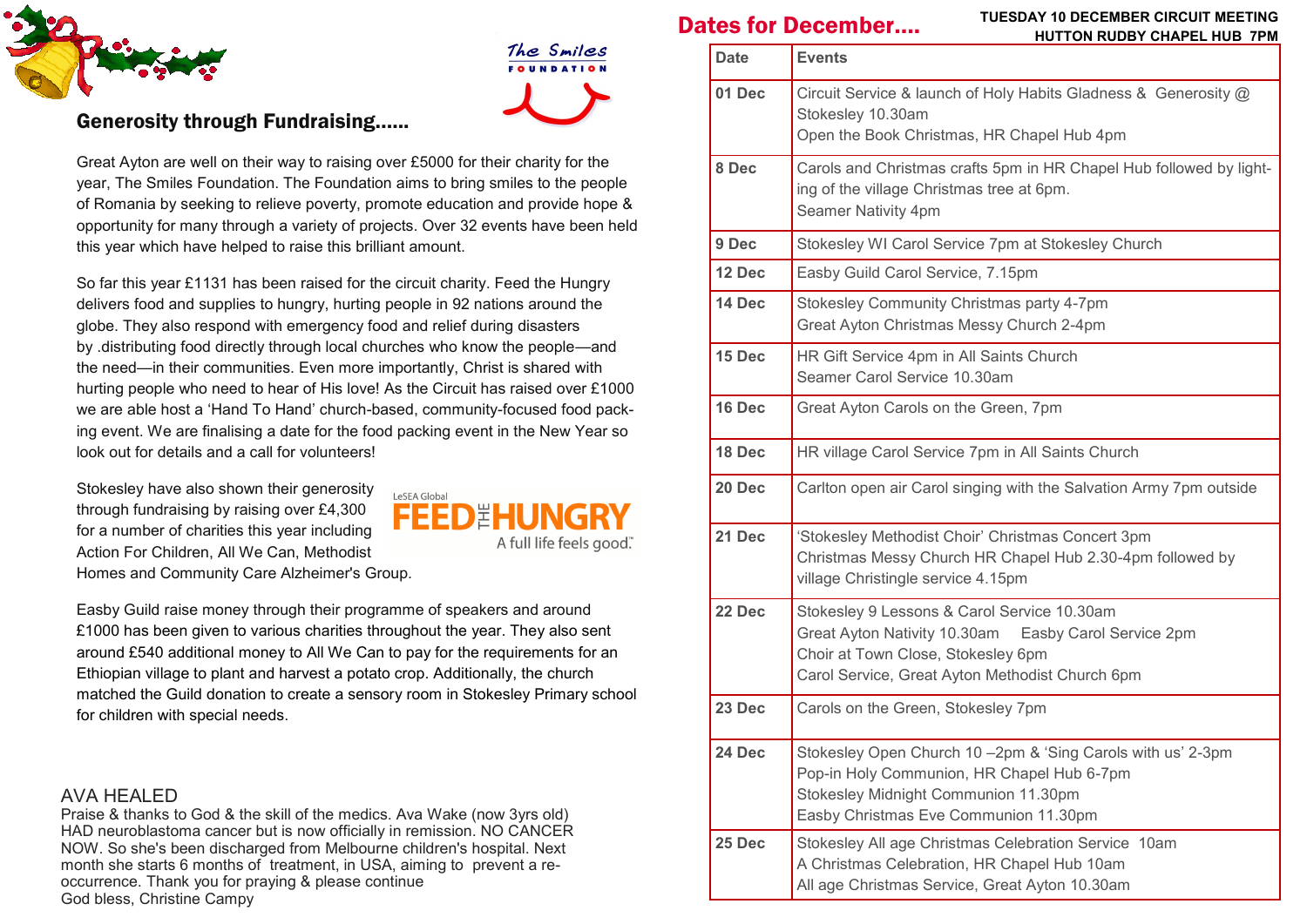## Generosity through Fundraising......

Great Ayton are well on their way to raising over £5000 for their charity for the year, The Smiles Foundation. The Foundation aims to bring smiles to the people of Romania by seeking to relieve poverty, promote education and provide hope & opportunity for many through a variety of projects. Over 32 events have been held this year which have helped to raise this brilliant amount.

So far this year £1131 has been raised for the circuit charity. Feed the Hungry delivers food and supplies to hungry, hurting people in 92 nations around the globe. They also respond with emergency food and relief during disasters by .distributing food directly through local churches who know the people—and the need—in their communities. Even more importantly, Christ is shared with hurting people who need to hear of His love! As the Circuit has raised over £1000 we are able host a 'Hand To Hand' church-based, community-focused food packing event. We are finalising a date for the food packing event in the New Year so look out for details and a call for volunteers!

Stokesley have also shown their generosity through fundraising by raising over £4,300 for a number of charities this year including Action For Children, All We Can, Methodist Homes and Community Care Alzheimer's Group.

Easby Guild raise money through their programme of speakers and around £1000 has been given to various charities throughout the year. They also sent around £540 additional money to All We Can to pay for the requirements for an Ethiopian village to plant and harvest a potato crop. Additionally, the church matched the Guild donation to create a sensory room in Stokesley Primary school for children with special needs.

## AVA HEALED

Praise & thanks to God & the skill of the medics. Ava Wake (now 3yrs old) HAD neuroblastoma cancer but is now officially in remission. NO CANCER NOW. So she's been discharged from Melbourne children's hospital. Next month she starts 6 months of treatment, in USA, aiming to prevent a re-occurrence. Thank you for praying & please continue
God bless, Christine Campy

## Dates for December....

**TUESDAY 10 DECEMBER CIRCUIT MEETING HUTTON RUDBY CHAPEL HUB 7PM**

| Date | Events |
|---|---|
| 01 Dec | Circuit Service & launch of Holy Habits Gladness & Generosity @ Stokesley 10.30am<br>Open the Book Christmas, HR Chapel Hub 4pm |
| 8 Dec | Carols and Christmas crafts 5pm in HR Chapel Hub followed by lighting of the village Christmas tree at 6pm.<br>Seamer Nativity 4pm |
| 9 Dec | Stokesley WI Carol Service 7pm at Stokesley Church |
| 12 Dec | Easby Guild Carol Service, 7.15pm |
| 14 Dec | Stokesley Community Christmas party 4-7pm<br>Great Ayton Christmas Messy Church 2-4pm |
| 15 Dec | HR Gift Service 4pm in All Saints Church<br>Seamer Carol Service 10.30am |
| 16 Dec | Great Ayton Carols on the Green, 7pm |
| 18 Dec | HR village Carol Service 7pm in All Saints Church |
| 20 Dec | Carlton open air Carol singing with the Salvation Army 7pm outside |
| 21 Dec | 'Stokesley Methodist Choir' Christmas Concert 3pm<br>Christmas Messy Church HR Chapel Hub 2.30-4pm followed by village Christingle service 4.15pm |
| 22 Dec | Stokesley 9 Lessons & Carol Service 10.30am<br>Great Ayton Nativity 10.30am Easby Carol Service 2pm<br>Choir at Town Close, Stokesley 6pm<br>Carol Service, Great Ayton Methodist Church 6pm |
| 23 Dec | Carols on the Green, Stokesley 7pm |
| 24 Dec | Stokesley Open Church 10 –2pm & 'Sing Carols with us' 2-3pm<br>Pop-in Holy Communion, HR Chapel Hub 6-7pm<br>Stokesley Midnight Communion 11.30pm<br>Easby Christmas Eve Communion 11.30pm |
| 25 Dec | Stokesley All age Christmas Celebration Service 10am<br>A Christmas Celebration, HR Chapel Hub 10am<br>All age Christmas Service, Great Ayton 10.30am |